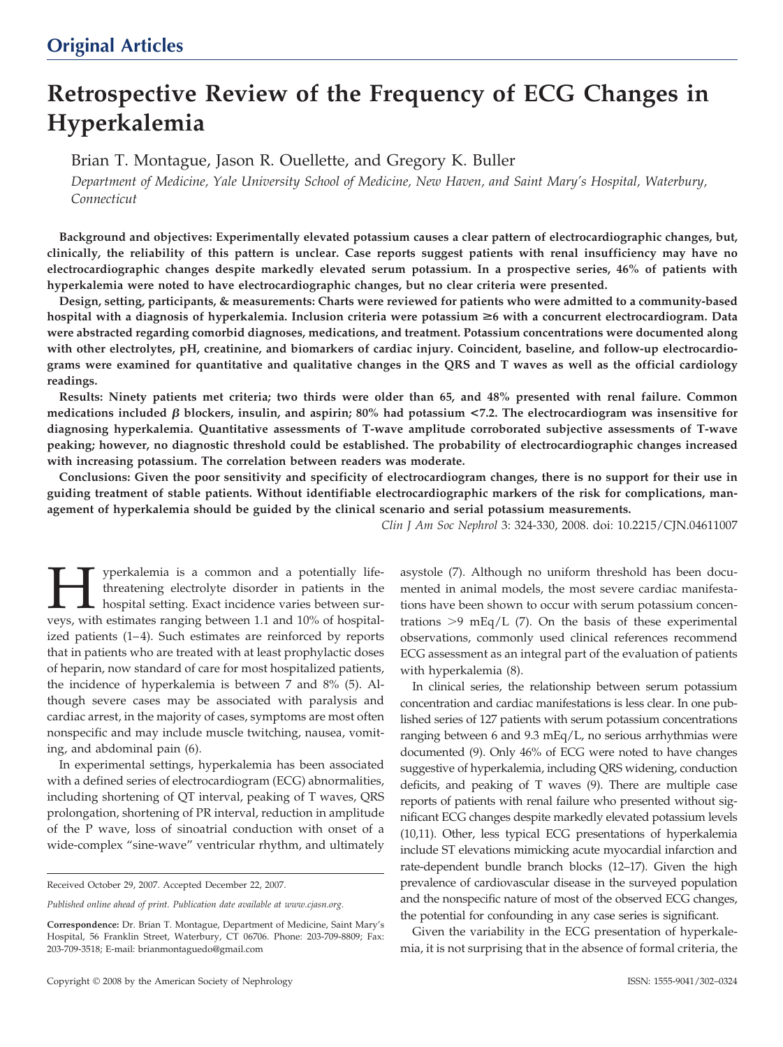## Original Articles

# Retrospective Review of the Frequency of ECG Changes in Hyperkalemia

Brian T. Montague, Jason R. Ouellette, and Gregory K. Buller

*Department of Medicine, Yale University School of Medicine, New Haven, and Saint Mary's Hospital, Waterbury, Connecticut*

**Background and objectives: Experimentally elevated potassium causes a clear pattern of electrocardiographic changes, but, clinically, the reliability of this pattern is unclear. Case reports suggest patients with renal insufficiency may have no electrocardiographic changes despite markedly elevated serum potassium. In a prospective series, 46% of patients with hyperkalemia were noted to have electrocardiographic changes, but no clear criteria were presented.**

**Design, setting, participants, & measurements: Charts were reviewed for patients who were admitted to a community-based hospital with a diagnosis of hyperkalemia. Inclusion criteria were potassium ≥6 with a concurrent electrocardiogram. Data were abstracted regarding comorbid diagnoses, medications, and treatment. Potassium concentrations were documented along with other electrolytes, pH, creatinine, and biomarkers of cardiac injury. Coincident, baseline, and follow-up electrocardiograms were examined for quantitative and qualitative changes in the QRS and T waves as well as the official cardiology readings.**

**Results: Ninety patients met criteria; two thirds were older than 65, and 48% presented with renal failure. Common medications included β blockers, insulin, and aspirin; 80% had potassium <7.2. The electrocardiogram was insensitive for diagnosing hyperkalemia. Quantitative assessments of T-wave amplitude corroborated subjective assessments of T-wave peaking; however, no diagnostic threshold could be established. The probability of electrocardiographic changes increased with increasing potassium. The correlation between readers was moderate.**

**Conclusions: Given the poor sensitivity and specificity of electrocardiogram changes, there is no support for their use in guiding treatment of stable patients. Without identifiable electrocardiographic markers of the risk for complications, management of hyperkalemia should be guided by the clinical scenario and serial potassium measurements.**

*Clin J Am Soc Nephrol* 3: 324-330, 2008. doi: 10.2215/CJN.04611007

Hyperkalemia is a common and a potentially life-threatening electrolyte disorder in patients in the hospital setting. Exact incidence varies between surveys, with estimates ranging between 1.1 and 10% of hospitalized patients (1–4). Such estimates are reinforced by reports that in patients who are treated with at least prophylactic doses of heparin, now standard of care for most hospitalized patients, the incidence of hyperkalemia is between 7 and 8% (5). Although severe cases may be associated with paralysis and cardiac arrest, in the majority of cases, symptoms are most often nonspecific and may include muscle twitching, nausea, vomiting, and abdominal pain (6).

In experimental settings, hyperkalemia has been associated with a defined series of electrocardiogram (ECG) abnormalities, including shortening of QT interval, peaking of T waves, QRS prolongation, shortening of PR interval, reduction in amplitude of the P wave, loss of sinoatrial conduction with onset of a wide-complex "sine-wave" ventricular rhythm, and ultimately asystole (7). Although no uniform threshold has been documented in animal models, the most severe cardiac manifestations have been shown to occur with serum potassium concentrations >9 mEq/L (7). On the basis of these experimental observations, commonly used clinical references recommend ECG assessment as an integral part of the evaluation of patients with hyperkalemia (8).

In clinical series, the relationship between serum potassium concentration and cardiac manifestations is less clear. In one published series of 127 patients with serum potassium concentrations ranging between 6 and 9.3 mEq/L, no serious arrhythmias were documented (9). Only 46% of ECG were noted to have changes suggestive of hyperkalemia, including QRS widening, conduction deficits, and peaking of T waves (9). There are multiple case reports of patients with renal failure who presented without significant ECG changes despite markedly elevated potassium levels (10,11). Other, less typical ECG presentations of hyperkalemia include ST elevations mimicking acute myocardial infarction and rate-dependent bundle branch blocks (12–17). Given the high prevalence of cardiovascular disease in the surveyed population and the nonspecific nature of most of the observed ECG changes, the potential for confounding in any case series is significant.

Given the variability in the ECG presentation of hyperkalemia, it is not surprising that in the absence of formal criteria, the

Received October 29, 2007. Accepted December 22, 2007.

*Published online ahead of print. Publication date available at www.cjasn.org.*

**Correspondence:** Dr. Brian T. Montague, Department of Medicine, Saint Mary's Hospital, 56 Franklin Street, Waterbury, CT 06706. Phone: 203-709-8809; Fax: 203-709-3518; E-mail: brianmontaguedo@gmail.com

Copyright © 2008 by the American Society of Nephrology ISSN: 1555-9041/302–0324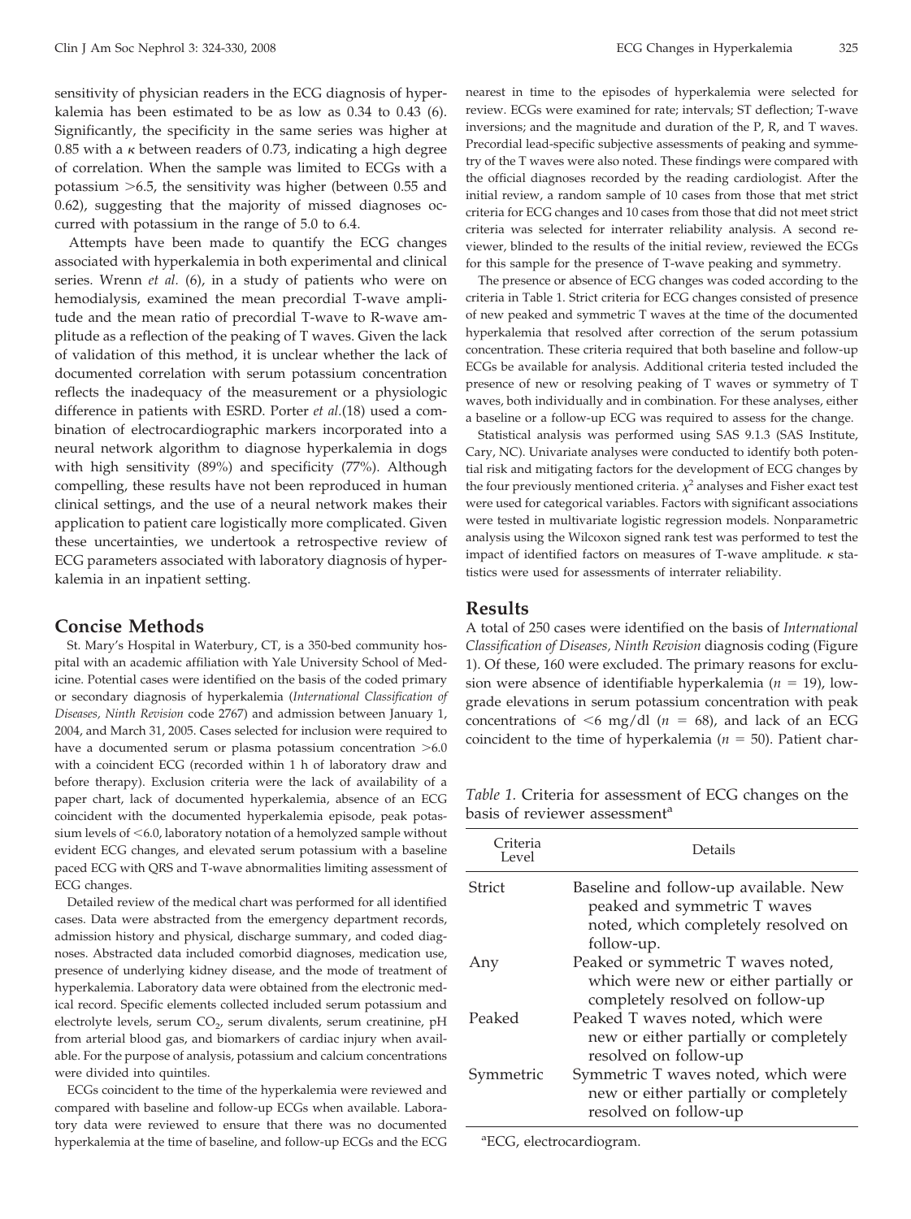sensitivity of physician readers in the ECG diagnosis of hyperkalemia has been estimated to be as low as 0.34 to 0.43 (6). Significantly, the specificity in the same series was higher at 0.85 with a $\kappa$ between readers of 0.73, indicating a high degree of correlation. When the sample was limited to ECGs with a potassium >6.5, the sensitivity was higher (between 0.55 and 0.62), suggesting that the majority of missed diagnoses occurred with potassium in the range of 5.0 to 6.4.

Attempts have been made to quantify the ECG changes associated with hyperkalemia in both experimental and clinical series. Wrenn *et al.* (6), in a study of patients who were on hemodialysis, examined the mean precordial T-wave amplitude and the mean ratio of precordial T-wave to R-wave amplitude as a reflection of the peaking of T waves. Given the lack of validation of this method, it is unclear whether the lack of documented correlation with serum potassium concentration reflects the inadequacy of the measurement or a physiologic difference in patients with ESRD. Porter *et al.*(18) used a combination of electrocardiographic markers incorporated into a neural network algorithm to diagnose hyperkalemia in dogs with high sensitivity (89%) and specificity (77%). Although compelling, these results have not been reproduced in human clinical settings, and the use of a neural network makes their application to patient care logistically more complicated. Given these uncertainties, we undertook a retrospective review of ECG parameters associated with laboratory diagnosis of hyperkalemia in an inpatient setting.

## Concise Methods

St. Mary's Hospital in Waterbury, CT, is a 350-bed community hospital with an academic affiliation with Yale University School of Medicine. Potential cases were identified on the basis of the coded primary or secondary diagnosis of hyperkalemia (*International Classification of Diseases, Ninth Revision* code 2767) and admission between January 1, 2004, and March 31, 2005. Cases selected for inclusion were required to have a documented serum or plasma potassium concentration >6.0 with a coincident ECG (recorded within 1 h of laboratory draw and before therapy). Exclusion criteria were the lack of availability of a paper chart, lack of documented hyperkalemia, absence of an ECG coincident with the documented hyperkalemia episode, peak potassium levels of <6.0, laboratory notation of a hemolyzed sample without evident ECG changes, and elevated serum potassium with a baseline paced ECG with QRS and T-wave abnormalities limiting assessment of ECG changes.

Detailed review of the medical chart was performed for all identified cases. Data were abstracted from the emergency department records, admission history and physical, discharge summary, and coded diagnoses. Abstracted data included comorbid diagnoses, medication use, presence of underlying kidney disease, and the mode of treatment of hyperkalemia. Laboratory data were obtained from the electronic medical record. Specific elements collected included serum potassium and electrolyte levels, serum $CO_2$, serum divalents, serum creatinine, pH from arterial blood gas, and biomarkers of cardiac injury when available. For the purpose of analysis, potassium and calcium concentrations were divided into quintiles.

ECGs coincident to the time of the hyperkalemia were reviewed and compared with baseline and follow-up ECGs when available. Laboratory data were reviewed to ensure that there was no documented hyperkalemia at the time of baseline, and follow-up ECGs and the ECG nearest in time to the episodes of hyperkalemia were selected for review. ECGs were examined for rate; intervals; ST deflection; T-wave inversions; and the magnitude and duration of the P, R, and T waves. Precordial lead-specific subjective assessments of peaking and symmetry of the T waves were also noted. These findings were compared with the official diagnoses recorded by the reading cardiologist. After the initial review, a random sample of 10 cases from those that met strict criteria for ECG changes and 10 cases from those that did not meet strict criteria was selected for interrater reliability analysis. A second reviewer, blinded to the results of the initial review, reviewed the ECGs for this sample for the presence of T-wave peaking and symmetry.

The presence or absence of ECG changes was coded according to the criteria in Table 1. Strict criteria for ECG changes consisted of presence of new peaked and symmetric T waves at the time of the documented hyperkalemia that resolved after correction of the serum potassium concentration. These criteria required that both baseline and follow-up ECGs be available for analysis. Additional criteria tested included the presence of new or resolving peaking of T waves or symmetry of T waves, both individually and in combination. For these analyses, either a baseline or a follow-up ECG was required to assess for the change.

Statistical analysis was performed using SAS 9.1.3 (SAS Institute, Cary, NC). Univariate analyses were conducted to identify both potential risk and mitigating factors for the development of ECG changes by the four previously mentioned criteria. $\chi^2$ analyses and Fisher exact test were used for categorical variables. Factors with significant associations were tested in multivariate logistic regression models. Nonparametric analysis using the Wilcoxon signed rank test was performed to test the impact of identified factors on measures of T-wave amplitude. $\kappa$ statistics were used for assessments of interrater reliability.

## Results

A total of 250 cases were identified on the basis of *International Classification of Diseases, Ninth Revision* diagnosis coding (Figure 1). Of these, 160 were excluded. The primary reasons for exclusion were absence of identifiable hyperkalemia ($n$ = 19), low-grade elevations in serum potassium concentration with peak concentrations of <6 mg/dl ($n$ = 68), and lack of an ECG coincident to the time of hyperkalemia ($n$ = 50). Patient char-

*Table 1.* Criteria for assessment of ECG changes on the basis of reviewer assessment[a]

| Criteria Level | Details |
|---|---|
| Strict | Baseline and follow-up available. New peaked and symmetric T waves noted, which completely resolved on follow-up. |
| Any | Peaked or symmetric T waves noted, which were new or either partially or completely resolved on follow-up |
| Peaked | Peaked T waves noted, which were new or either partially or completely resolved on follow-up |
| Symmetric | Symmetric T waves noted, which were new or either partially or completely resolved on follow-up |

[a]ECG, electrocardiogram.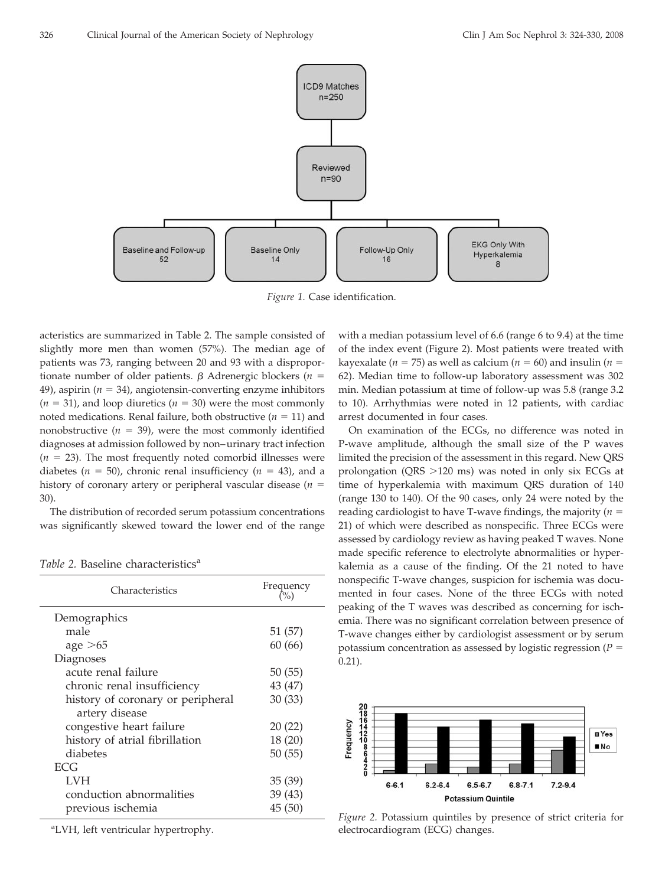Figure 1. Case identification.

acteristics are summarized in Table 2. The sample consisted of slightly more men than women (57%). The median age of patients was 73, ranging between 20 and 93 with a disproportionate number of older patients. β Adrenergic blockers ($n$ = 49), aspirin ($n$ = 34), angiotensin-converting enzyme inhibitors ($n$ = 31), and loop diuretics ($n$ = 30) were the most commonly noted medications. Renal failure, both obstructive ($n$ = 11) and nonobstructive ($n$ = 39), were the most commonly identified diagnoses at admission followed by non–urinary tract infection ($n$ = 23). The most frequently noted comorbid illnesses were diabetes ($n$ = 50), chronic renal insufficiency ($n$ = 43), and a history of coronary artery or peripheral vascular disease ($n$ = 30).

The distribution of recorded serum potassium concentrations was significantly skewed toward the lower end of the range with a median potassium level of 6.6 (range 6 to 9.4) at the time of the index event (Figure 2). Most patients were treated with kayexalate ($n$ = 75) as well as calcium ($n$ = 60) and insulin ($n$ = 62). Median time to follow-up laboratory assessment was 302 min. Median potassium at time of follow-up was 5.8 (range 3.2 to 10). Arrhythmias were noted in 12 patients, with cardiac arrest documented in four cases.

*Table 2.* Baseline characteristics[a]

| Characteristics | Frequency (%) |
|---|---|
| Demographics | |
| male | 51 (57) |
| age >65 | 60 (66) |
| Diagnoses | |
| acute renal failure | 50 (55) |
| chronic renal insufficiency | 43 (47) |
| history of coronary or peripheral artery disease | 30 (33) |
| congestive heart failure | 20 (22) |
| history of atrial fibrillation | 18 (20) |
| diabetes | 50 (55) |
| ECG | |
| LVH | 35 (39) |
| conduction abnormalities | 39 (43) |
| previous ischemia | 45 (50) |

[a]LVH, left ventricular hypertrophy.

On examination of the ECGs, no difference was noted in P-wave amplitude, although the small size of the P waves limited the precision of the assessment in this regard. New QRS prolongation (QRS >120 ms) was noted in only six ECGs at time of hyperkalemia with maximum QRS duration of 140 (range 130 to 140). Of the 90 cases, only 24 were noted by the reading cardiologist to have T-wave findings, the majority ($n$ = 21) of which were described as nonspecific. Three ECGs were assessed by cardiology review as having peaked T waves. None made specific reference to electrolyte abnormalities or hyperkalemia as a cause of the finding. Of the 21 noted to have nonspecific T-wave changes, suspicion for ischemia was documented in four cases. None of the three ECGs with noted peaking of the T waves was described as concerning for ischemia. There was no significant correlation between presence of T-wave changes either by cardiologist assessment or by serum potassium concentration as assessed by logistic regression ($P$ = 0.21).

*Figure 2.* Potassium quintiles by presence of strict criteria for electrocardiogram (ECG) changes.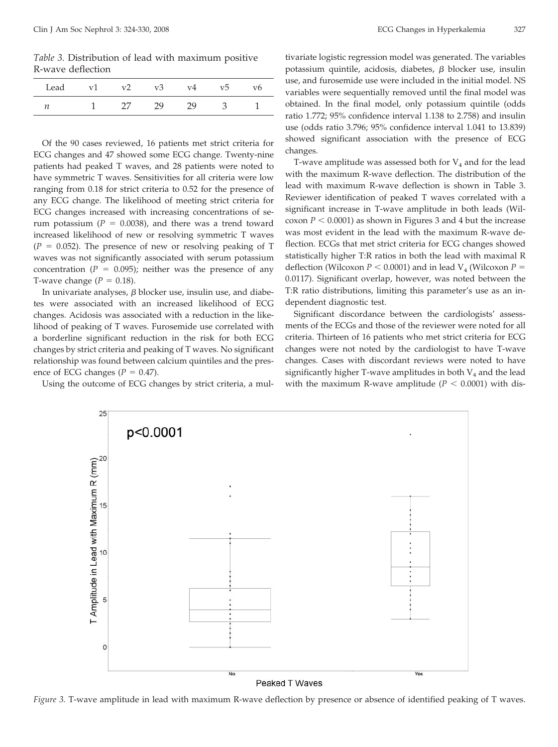*Table 3.* Distribution of lead with maximum positive R-wave deflection

| Lead | v1 | v2 | v3 | v4 | v5 | v6 |
|---|---|---|---|---|---|---|
| *n* | 1 | 27 | 29 | 29 | 3 | 1 |

Of the 90 cases reviewed, 16 patients met strict criteria for ECG changes and 47 showed some ECG change. Twenty-nine patients had peaked T waves, and 28 patients were noted to have symmetric T waves. Sensitivities for all criteria were low ranging from 0.18 for strict criteria to 0.52 for the presence of any ECG change. The likelihood of meeting strict criteria for ECG changes increased with increasing concentrations of serum potassium ($P = 0.0038$), and there was a trend toward increased likelihood of new or resolving symmetric T waves ($P = 0.052$). The presence of new or resolving peaking of T waves was not significantly associated with serum potassium concentration ($P = 0.095$); neither was the presence of any T-wave change ($P = 0.18$).

In univariate analyses, $\beta$ blocker use, insulin use, and diabetes were associated with an increased likelihood of ECG changes. Acidosis was associated with a reduction in the likelihood of peaking of T waves. Furosemide use correlated with a borderline significant reduction in the risk for both ECG changes by strict criteria and peaking of T waves. No significant relationship was found between calcium quintiles and the presence of ECG changes ($P = 0.47$).

Using the outcome of ECG changes by strict criteria, a multivariate logistic regression model was generated. The variables potassium quintile, acidosis, diabetes, $\beta$ blocker use, insulin use, and furosemide use were included in the initial model. NS variables were sequentially removed until the final model was obtained. In the final model, only potassium quintile (odds ratio 1.772; 95% confidence interval 1.138 to 2.758) and insulin use (odds ratio 3.796; 95% confidence interval 1.041 to 13.839) showed significant association with the presence of ECG changes.

T-wave amplitude was assessed both for $V_4$ and for the lead with the maximum R-wave deflection. The distribution of the lead with maximum R-wave deflection is shown in Table 3. Reviewer identification of peaked T waves correlated with a significant increase in T-wave amplitude in both leads (Wilcoxon $P < 0.0001$) as shown in Figures 3 and 4 but the increase was most evident in the lead with the maximum R-wave deflection. ECGs that met strict criteria for ECG changes showed statistically higher T:R ratios in both the lead with maximal R deflection (Wilcoxon $P < 0.0001$) and in lead $V_4$ (Wilcoxon $P = 0.0117$). Significant overlap, however, was noted between the T:R ratio distributions, limiting this parameter's use as an independent diagnostic test.

Significant discordance between the cardiologists' assessments of the ECGs and those of the reviewer were noted for all criteria. Thirteen of 16 patients who met strict criteria for ECG changes were not noted by the cardiologist to have T-wave changes. Cases with discordant reviews were noted to have significantly higher T-wave amplitudes in both $V_4$ and the lead with the maximum R-wave amplitude ($P < 0.0001$) with dis-

*Figure 3.* T-wave amplitude in lead with maximum R-wave deflection by presence or absence of identified peaking of T waves.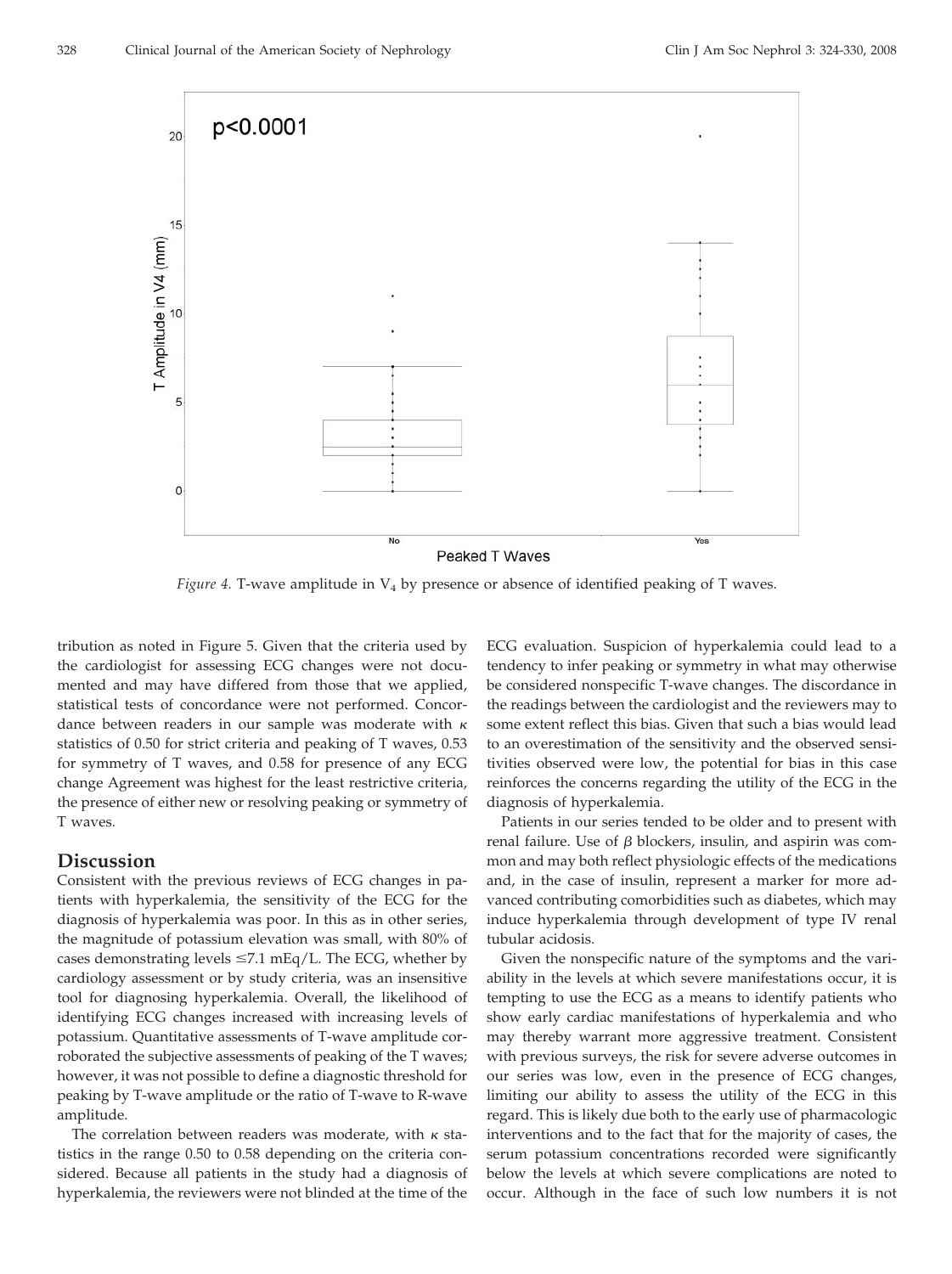p<0.0001

20

15

10

5

0

T Amplitude in V4 (mm)

No

Yes

Peaked T Waves

*Figure 4.* T-wave amplitude in $V_4$ by presence or absence of identified peaking of T waves.

tribution as noted in Figure 5. Given that the criteria used by the cardiologist for assessing ECG changes were not documented and may have differed from those that we applied, statistical tests of concordance were not performed. Concordance between readers in our sample was moderate with $\kappa$ statistics of 0.50 for strict criteria and peaking of T waves, 0.53 for symmetry of T waves, and 0.58 for presence of any ECG change Agreement was highest for the least restrictive criteria, the presence of either new or resolving peaking or symmetry of T waves.

## Discussion

Consistent with the previous reviews of ECG changes in patients with hyperkalemia, the sensitivity of the ECG for the diagnosis of hyperkalemia was poor. In this as in other series, the magnitude of potassium elevation was small, with 80% of cases demonstrating levels ≤7.1 mEq/L. The ECG, whether by cardiology assessment or by study criteria, was an insensitive tool for diagnosing hyperkalemia. Overall, the likelihood of identifying ECG changes increased with increasing levels of potassium. Quantitative assessments of T-wave amplitude corroborated the subjective assessments of peaking of the T waves; however, it was not possible to define a diagnostic threshold for peaking by T-wave amplitude or the ratio of T-wave to R-wave amplitude.

The correlation between readers was moderate, with $\kappa$ statistics in the range 0.50 to 0.58 depending on the criteria considered. Because all patients in the study had a diagnosis of hyperkalemia, the reviewers were not blinded at the time of the ECG evaluation. Suspicion of hyperkalemia could lead to a tendency to infer peaking or symmetry in what may otherwise be considered nonspecific T-wave changes. The discordance in the readings between the cardiologist and the reviewers may to some extent reflect this bias. Given that such a bias would lead to an overestimation of the sensitivity and the observed sensitivities observed were low, the potential for bias in this case reinforces the concerns regarding the utility of the ECG in the diagnosis of hyperkalemia.

Patients in our series tended to be older and to present with renal failure. Use of $\beta$ blockers, insulin, and aspirin was common and may both reflect physiologic effects of the medications and, in the case of insulin, represent a marker for more advanced contributing comorbidities such as diabetes, which may induce hyperkalemia through development of type IV renal tubular acidosis.

Given the nonspecific nature of the symptoms and the variability in the levels at which severe manifestations occur, it is tempting to use the ECG as a means to identify patients who show early cardiac manifestations of hyperkalemia and who may thereby warrant more aggressive treatment. Consistent with previous surveys, the risk for severe adverse outcomes in our series was low, even in the presence of ECG changes, limiting our ability to assess the utility of the ECG in this regard. This is likely due both to the early use of pharmacologic interventions and to the fact that for the majority of cases, the serum potassium concentrations recorded were significantly below the levels at which severe complications are noted to occur. Although in the face of such low numbers it is not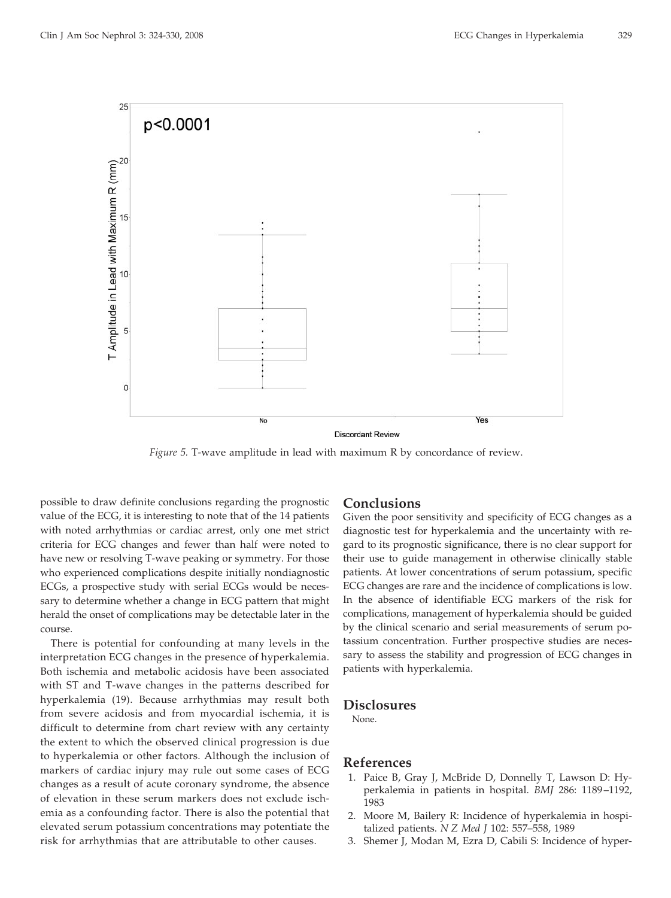Figure 5. T-wave amplitude in lead with maximum R by concordance of review.

possible to draw definite conclusions regarding the prognostic value of the ECG, it is interesting to note that of the 14 patients with noted arrhythmias or cardiac arrest, only one met strict criteria for ECG changes and fewer than half were noted to have new or resolving T-wave peaking or symmetry. For those who experienced complications despite initially nondiagnostic ECGs, a prospective study with serial ECGs would be necessary to determine whether a change in ECG pattern that might herald the onset of complications may be detectable later in the course.

There is potential for confounding at many levels in the interpretation ECG changes in the presence of hyperkalemia. Both ischemia and metabolic acidosis have been associated with ST and T-wave changes in the patterns described for hyperkalemia (19). Because arrhythmias may result both from severe acidosis and from myocardial ischemia, it is difficult to determine from chart review with any certainty the extent to which the observed clinical progression is due to hyperkalemia or other factors. Although the inclusion of markers of cardiac injury may rule out some cases of ECG changes as a result of acute coronary syndrome, the absence of elevation in these serum markers does not exclude ischemia as a confounding factor. There is also the potential that elevated serum potassium concentrations may potentiate the risk for arrhythmias that are attributable to other causes.

## Conclusions

Given the poor sensitivity and specificity of ECG changes as a diagnostic test for hyperkalemia and the uncertainty with regard to its prognostic significance, there is no clear support for their use to guide management in otherwise clinically stable patients. At lower concentrations of serum potassium, specific ECG changes are rare and the incidence of complications is low. In the absence of identifiable ECG markers of the risk for complications, management of hyperkalemia should be guided by the clinical scenario and serial measurements of serum potassium concentration. Further prospective studies are necessary to assess the stability and progression of ECG changes in patients with hyperkalemia.

## Disclosures

None.

## References

1. Paice B, Gray J, McBride D, Donnelly T, Lawson D: Hyperkalemia in patients in hospital. *BMJ* 286: 1189–1192, 1983
2. Moore M, Bailery R: Incidence of hyperkalemia in hospitalized patients. *N Z Med J* 102: 557–558, 1989
3. Shemer J, Modan M, Ezra D, Cabili S: Incidence of hyper-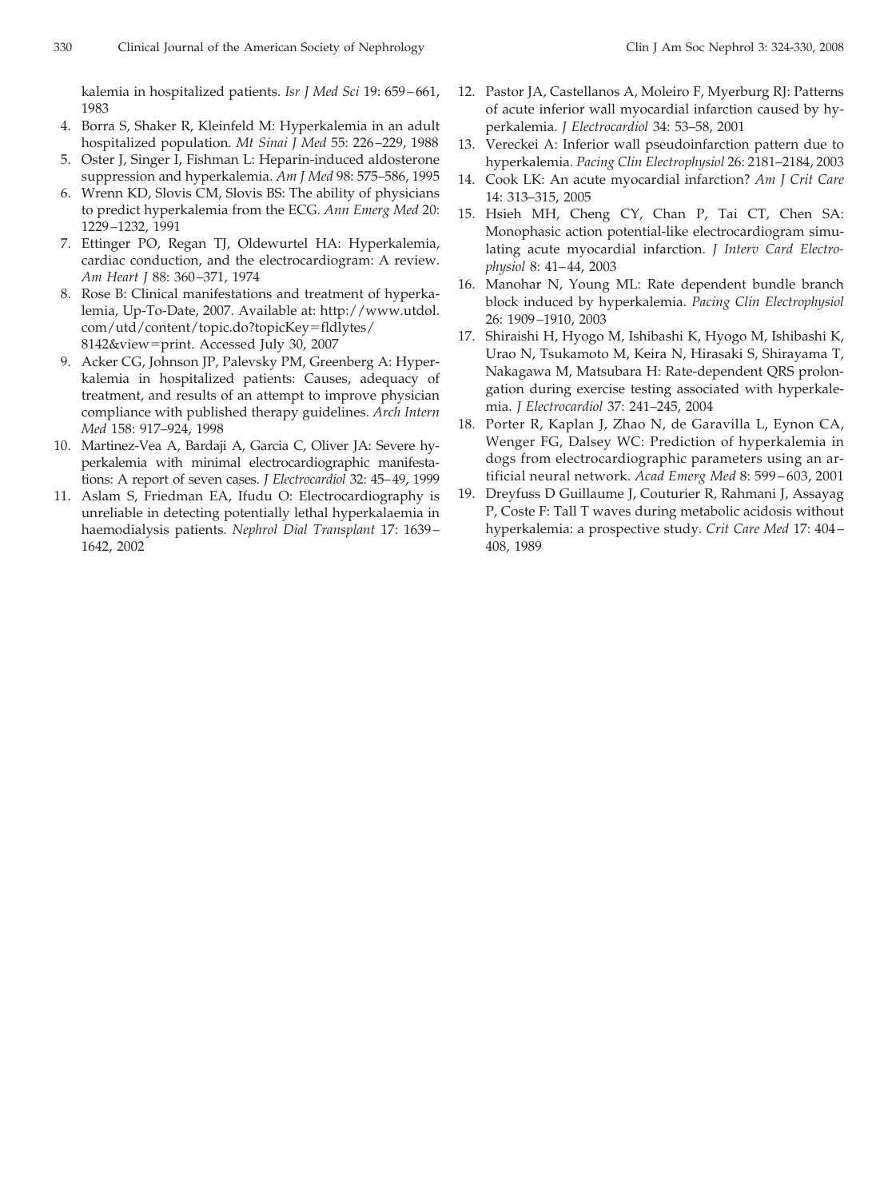kalemia in hospitalized patients. *Isr J Med Sci* 19: 659–661, 1983

4. Borra S, Shaker R, Kleinfeld M: Hyperkalemia in an adult hospitalized population. *Mt Sinai J Med* 55: 226–229, 1988
5. Oster J, Singer I, Fishman L: Heparin-induced aldosterone suppression and hyperkalemia. *Am J Med* 98: 575–586, 1995
6. Wrenn KD, Slovis CM, Slovis BS: The ability of physicians to predict hyperkalemia from the ECG. *Ann Emerg Med* 20: 1229–1232, 1991
7. Ettinger PO, Regan TJ, Oldewurtel HA: Hyperkalemia, cardiac conduction, and the electrocardiogram: A review. *Am Heart J* 88: 360–371, 1974
8. Rose B: Clinical manifestations and treatment of hyperkalemia, Up-To-Date, 2007. Available at: http://www.utdol.com/utd/content/topic.do?topicKey=fldlytes/8142&view=print. Accessed July 30, 2007
9. Acker CG, Johnson JP, Palevsky PM, Greenberg A: Hyperkalemia in hospitalized patients: Causes, adequacy of treatment, and results of an attempt to improve physician compliance with published therapy guidelines. *Arch Intern Med* 158: 917–924, 1998
10. Martinez-Vea A, Bardaji A, Garcia C, Oliver JA: Severe hyperkalemia with minimal electrocardiographic manifestations: A report of seven cases. *J Electrocardiol* 32: 45–49, 1999
11. Aslam S, Friedman EA, Ifudu O: Electrocardiography is unreliable in detecting potentially lethal hyperkalaemia in haemodialysis patients. *Nephrol Dial Transplant* 17: 1639–1642, 2002
12. Pastor JA, Castellanos A, Moleiro F, Myerburg RJ: Patterns of acute inferior wall myocardial infarction caused by hyperkalemia. *J Electrocardiol* 34: 53–58, 2001
13. Vereckei A: Inferior wall pseudoinfarction pattern due to hyperkalemia. *Pacing Clin Electrophysiol* 26: 2181–2184, 2003
14. Cook LK: An acute myocardial infarction? *Am J Crit Care* 14: 313–315, 2005
15. Hsieh MH, Cheng CY, Chan P, Tai CT, Chen SA: Monophasic action potential-like electrocardiogram simulating acute myocardial infarction. *J Interv Card Electrophysiol* 8: 41–44, 2003
16. Manohar N, Young ML: Rate dependent bundle branch block induced by hyperkalemia. *Pacing Clin Electrophysiol* 26: 1909–1910, 2003
17. Shiraishi H, Hyogo M, Ishibashi K, Hyogo M, Ishibashi K, Urao N, Tsukamoto M, Keira N, Hirasaki S, Shirayama T, Nakagawa M, Matsubara H: Rate-dependent QRS prolongation during exercise testing associated with hyperkalemia. *J Electrocardiol* 37: 241–245, 2004
18. Porter R, Kaplan J, Zhao N, de Garavilla L, Eynon CA, Wenger FG, Dalsey WC: Prediction of hyperkalemia in dogs from electrocardiographic parameters using an artificial neural network. *Acad Emerg Med* 8: 599–603, 2001
19. Dreyfuss D Guillaume J, Couturier R, Rahmani J, Assayag P, Coste F: Tall T waves during metabolic acidosis without hyperkalemia: a prospective study. *Crit Care Med* 17: 404–408, 1989